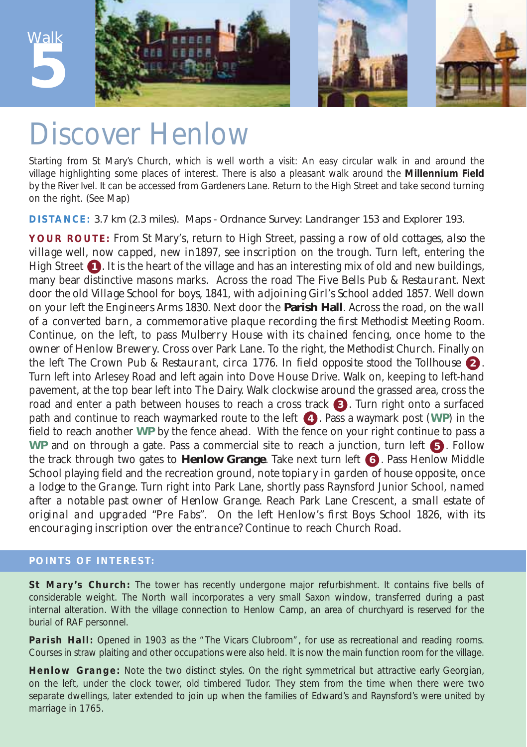Walk 5

# Discover Henlow

Starting from St Mary's Church, which is well worth a visit: An easy circular walk in and around the village highlighting some places of interest. There is also a pleasant walk around the **Millennium Field** by the River Ivel. It can be accessed from Gardeners Lane. Return to the High Street and take second turning on the right. (See Map)

**DISTANCE:** 3.7 km (2.3 miles). Maps - Ordnance Survey: Landranger 153 and Explorer 193.

**YOUR ROUTE:** From St Mary's, return to High Street, passing a row of old cottages, also the village well, now capped, new in1897, see inscription on the trough. Turn left, entering the High Street **1**. It is the heart of the village and has an interesting mix of old and new buildings, many bear distinctive masons marks. Across the road The Five Bells Pub & Restaurant. Next door the old Village School for boys, 1841, with adjoining Girl's School added 1857. Well down on your left the Engineers Arms 1830. Next door the **Parish Hall**. Across the road, on the wall of a converted barn, a commemorative plaque recording the first Methodist Meeting Room. Continue, on the left, to pass Mulberry House with its chained fencing, once home to the owner of Henlow Brewery. Cross over Park Lane. To the right, the Methodist Church. Finally on the left The Crown Pub & Restaurant, circa 1776. In field opposite stood the Tollhouse **2**. Turn left into Arlesey Road and left again into Dove House Drive. Walk on, keeping to left-hand pavement, at the top bear left into The Dairy. Walk clockwise around the grassed area, cross the road and enter a path between houses to reach a cross track **3**. Turn right onto a surfaced path and continue to reach waymarked route to the left **4**. Pass a waymark post (**WP**) in the field to reach another **WP** by the fence ahead. With the fence on your right continue to pass a **WP** and on through a gate. Pass a commercial site to reach a junction, turn left **5**. Follow the track through two gates to **Henlow Grange**. Take next turn left **6**. Pass Henlow Middle School playing field and the recreation ground, note topiary in garden of house opposite, once a lodge to the Grange. Turn right into Park Lane, shortly pass Raynsford Junior School, named after a notable past owner of Henlow Grange. Reach Park Lane Crescent, a small estate of original and upgraded "Pre Fabs". On the left Henlow's first Boys School 1826, with its encouraging inscription over the entrance? Continue to reach Church Road.

## POINTS OF INTEREST:

**St Mary's Church:** The tower has recently undergone major refurbishment. It contains five bells of considerable weight. The North wall incorporates a very small Saxon window, transferred during a past internal alteration. With the village connection to Henlow Camp, an area of churchyard is reserved for the burial of RAF personnel.

**Parish Hall:** Opened in 1903 as the "The Vicars Clubroom", for use as recreational and reading rooms. Courses in straw plaiting and other occupations were also held. It is now the main function room for the village.

**Henlow Grange:** Note the two distinct styles. On the right symmetrical but attractive early Georgian, on the left, under the clock tower, old timbered Tudor. They stem from the time when there were two separate dwellings, later extended to join up when the families of Edward's and Raynsford's were united by marriage in 1765.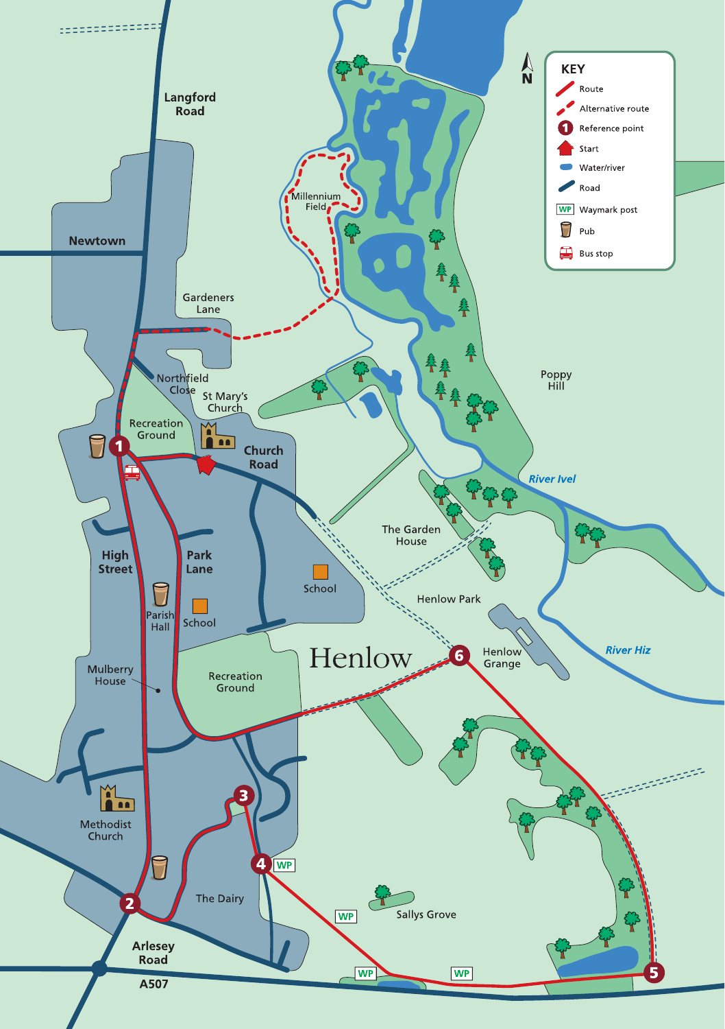KEY

- Route
- Alternative route
- 1 Reference point
- Start
- Water/river
- Road
- WP Waymark post
- Pub
- Bus stop

N

Langford Road

Newtown

Gardeners Lane

Millennium Field

Northfield Close

St Mary's Church

Recreation Ground

Church Road

Poppy Hill

River Ivel

High Street

Park Lane

School

The Garden House

Henlow Park

Parish Hall

School

Henlow

Henlow Grange

River Hiz

Mulberry House

Recreation Ground

Methodist Church

The Dairy

Sallys Grove

Arlesey Road

A507

1

2

3

4

5

6

WP

WP

WP

WP